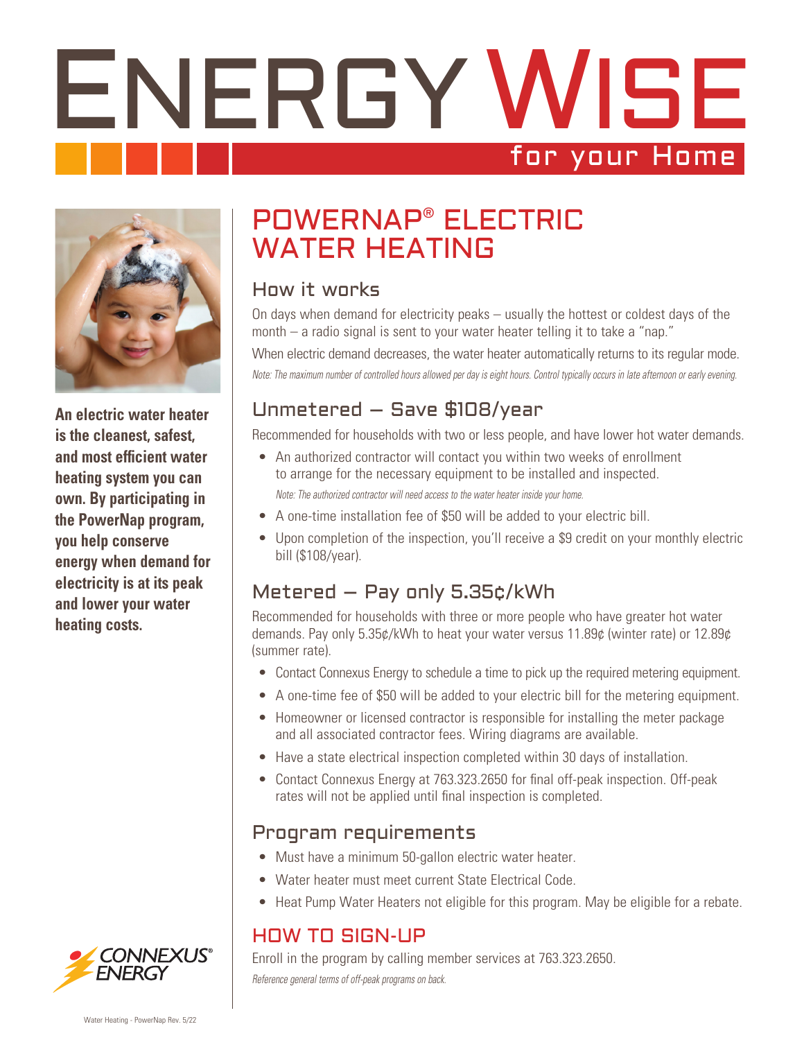# ENERGY WISE

for your Home

**An electric water heater is the cleanest, safest, and most efficient water heating system you can own. By participating in the PowerNap program, you help conserve energy when demand for electricity is at its peak and lower your water heating costs.**

## POWERNAP® ELECTRIC WATER HEATING

### How it works

On days when demand for electricity peaks – usually the hottest or coldest days of the month – a radio signal is sent to your water heater telling it to take a "nap."

When electric demand decreases, the water heater automatically returns to its regular mode.

*Note: The maximum number of controlled hours allowed per day is eight hours. Control typically occurs in late afternoon or early evening.*

### Unmetered – Save $108/year

Recommended for households with two or less people, and have lower hot water demands.

- An authorized contractor will contact you within two weeks of enrollment to arrange for the necessary equipment to be installed and inspected.
  *Note: The authorized contractor will need access to the water heater inside your home.*
- A one-time installation fee of $50 will be added to your electric bill.
- Upon completion of the inspection, you'll receive a $9 credit on your monthly electric bill ($108/year).

### Metered – Pay only 5.35¢/kWh

Recommended for households with three or more people who have greater hot water demands. Pay only 5.35¢/kWh to heat your water versus 11.89¢ (winter rate) or 12.89¢ (summer rate).

- Contact Connexus Energy to schedule a time to pick up the required metering equipment.
- A one-time fee of $50 will be added to your electric bill for the metering equipment.
- Homeowner or licensed contractor is responsible for installing the meter package and all associated contractor fees. Wiring diagrams are available.
- Have a state electrical inspection completed within 30 days of installation.
- Contact Connexus Energy at 763.323.2650 for final off-peak inspection. Off-peak rates will not be applied until final inspection is completed.

### Program requirements

- Must have a minimum 50-gallon electric water heater.
- Water heater must meet current State Electrical Code.
- Heat Pump Water Heaters not eligible for this program. May be eligible for a rebate.

### HOW TO SIGN-UP

Enroll in the program by calling member services at 763.323.2650.

*Reference general terms of off-peak programs on back.*

CONNEXUS® ENERGY

Water Heating - PowerNap Rev. 5/22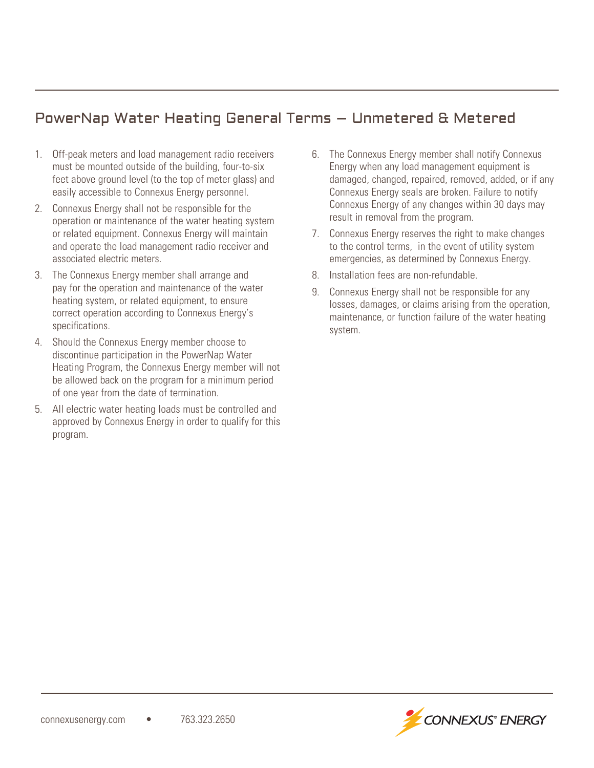## PowerNap Water Heating General Terms – Unmetered & Metered

1. Off-peak meters and load management radio receivers must be mounted outside of the building, four-to-six feet above ground level (to the top of meter glass) and easily accessible to Connexus Energy personnel.
2. Connexus Energy shall not be responsible for the operation or maintenance of the water heating system or related equipment. Connexus Energy will maintain and operate the load management radio receiver and associated electric meters.
3. The Connexus Energy member shall arrange and pay for the operation and maintenance of the water heating system, or related equipment, to ensure correct operation according to Connexus Energy's specifications.
4. Should the Connexus Energy member choose to discontinue participation in the PowerNap Water Heating Program, the Connexus Energy member will not be allowed back on the program for a minimum period of one year from the date of termination.
5. All electric water heating loads must be controlled and approved by Connexus Energy in order to qualify for this program.
6. The Connexus Energy member shall notify Connexus Energy when any load management equipment is damaged, changed, repaired, removed, added, or if any Connexus Energy seals are broken. Failure to notify Connexus Energy of any changes within 30 days may result in removal from the program.
7. Connexus Energy reserves the right to make changes to the control terms, in the event of utility system emergencies, as determined by Connexus Energy.
8. Installation fees are non-refundable.
9. Connexus Energy shall not be responsible for any losses, damages, or claims arising from the operation, maintenance, or function failure of the water heating system.

connexusenergy.com • 763.323.2650

CONNEXUS® ENERGY